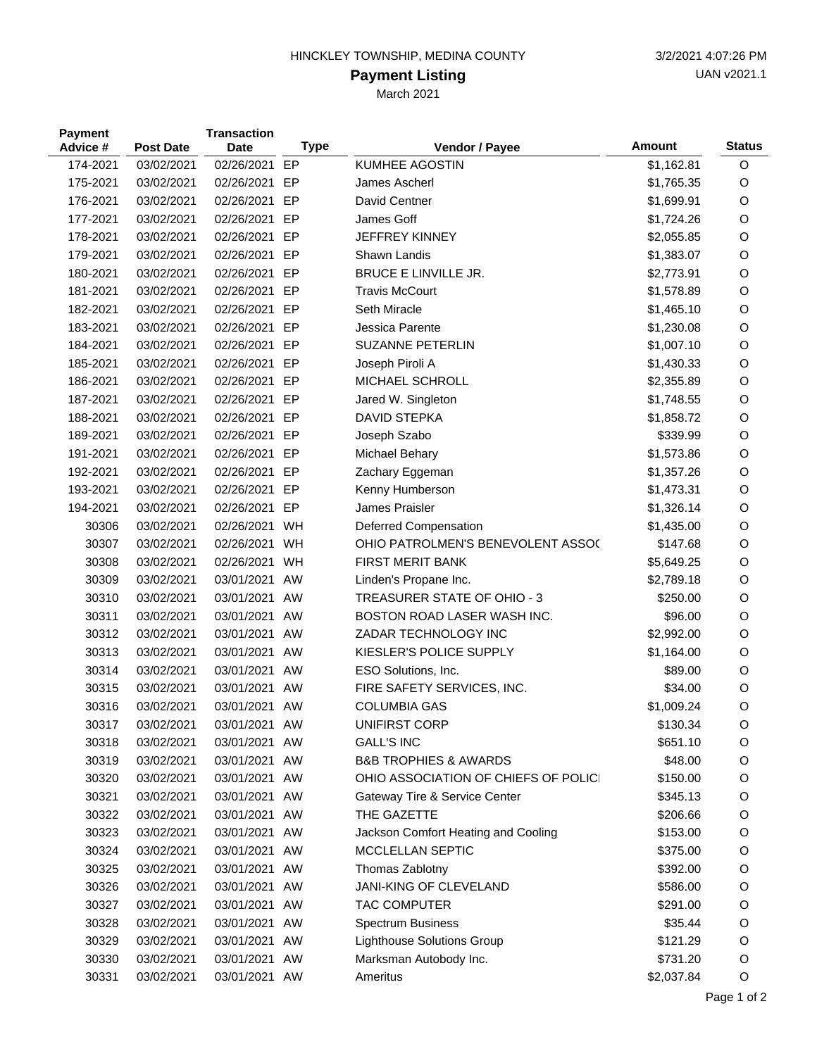HINCKLEY TOWNSHIP, MEDINA COUNTY

3/2/2021 4:07:26 PM

UAN v2021.1

# Payment Listing

March 2021

| Payment Advice # | Post Date | Transaction Date | Type | Vendor / Payee | Amount | Status |
|---|---|---|---|---|---|---|
| 174-2021 | 03/02/2021 | 02/26/2021 | EP | KUMHEE AGOSTIN | $1,162.81 | O |
| 175-2021 | 03/02/2021 | 02/26/2021 | EP | James Ascherl | $1,765.35 | O |
| 176-2021 | 03/02/2021 | 02/26/2021 | EP | David Centner | $1,699.91 | O |
| 177-2021 | 03/02/2021 | 02/26/2021 | EP | James Goff | $1,724.26 | O |
| 178-2021 | 03/02/2021 | 02/26/2021 | EP | JEFFREY KINNEY | $2,055.85 | O |
| 179-2021 | 03/02/2021 | 02/26/2021 | EP | Shawn Landis | $1,383.07 | O |
| 180-2021 | 03/02/2021 | 02/26/2021 | EP | BRUCE E LINVILLE JR. | $2,773.91 | O |
| 181-2021 | 03/02/2021 | 02/26/2021 | EP | Travis McCourt | $1,578.89 | O |
| 182-2021 | 03/02/2021 | 02/26/2021 | EP | Seth Miracle | $1,465.10 | O |
| 183-2021 | 03/02/2021 | 02/26/2021 | EP | Jessica Parente | $1,230.08 | O |
| 184-2021 | 03/02/2021 | 02/26/2021 | EP | SUZANNE PETERLIN | $1,007.10 | O |
| 185-2021 | 03/02/2021 | 02/26/2021 | EP | Joseph Piroli A | $1,430.33 | O |
| 186-2021 | 03/02/2021 | 02/26/2021 | EP | MICHAEL SCHROLL | $2,355.89 | O |
| 187-2021 | 03/02/2021 | 02/26/2021 | EP | Jared W. Singleton | $1,748.55 | O |
| 188-2021 | 03/02/2021 | 02/26/2021 | EP | DAVID STEPKA | $1,858.72 | O |
| 189-2021 | 03/02/2021 | 02/26/2021 | EP | Joseph Szabo | $339.99 | O |
| 191-2021 | 03/02/2021 | 02/26/2021 | EP | Michael Behary | $1,573.86 | O |
| 192-2021 | 03/02/2021 | 02/26/2021 | EP | Zachary Eggeman | $1,357.26 | O |
| 193-2021 | 03/02/2021 | 02/26/2021 | EP | Kenny Humberson | $1,473.31 | O |
| 194-2021 | 03/02/2021 | 02/26/2021 | EP | James Praisler | $1,326.14 | O |
| 30306 | 03/02/2021 | 02/26/2021 | WH | Deferred Compensation | $1,435.00 | O |
| 30307 | 03/02/2021 | 02/26/2021 | WH | OHIO PATROLMEN'S BENEVOLENT ASSO( | $147.68 | O |
| 30308 | 03/02/2021 | 02/26/2021 | WH | FIRST MERIT BANK | $5,649.25 | O |
| 30309 | 03/02/2021 | 03/01/2021 | AW | Linden's Propane Inc. | $2,789.18 | O |
| 30310 | 03/02/2021 | 03/01/2021 | AW | TREASURER STATE OF OHIO - 3 | $250.00 | O |
| 30311 | 03/02/2021 | 03/01/2021 | AW | BOSTON ROAD LASER WASH INC. | $96.00 | O |
| 30312 | 03/02/2021 | 03/01/2021 | AW | ZADAR TECHNOLOGY INC | $2,992.00 | O |
| 30313 | 03/02/2021 | 03/01/2021 | AW | KIESLER'S POLICE SUPPLY | $1,164.00 | O |
| 30314 | 03/02/2021 | 03/01/2021 | AW | ESO Solutions, Inc. | $89.00 | O |
| 30315 | 03/02/2021 | 03/01/2021 | AW | FIRE SAFETY SERVICES, INC. | $34.00 | O |
| 30316 | 03/02/2021 | 03/01/2021 | AW | COLUMBIA GAS | $1,009.24 | O |
| 30317 | 03/02/2021 | 03/01/2021 | AW | UNIFIRST CORP | $130.34 | O |
| 30318 | 03/02/2021 | 03/01/2021 | AW | GALL'S INC | $651.10 | O |
| 30319 | 03/02/2021 | 03/01/2021 | AW | B&B TROPHIES & AWARDS | $48.00 | O |
| 30320 | 03/02/2021 | 03/01/2021 | AW | OHIO ASSOCIATION OF CHIEFS OF POLICI | $150.00 | O |
| 30321 | 03/02/2021 | 03/01/2021 | AW | Gateway Tire & Service Center | $345.13 | O |
| 30322 | 03/02/2021 | 03/01/2021 | AW | THE GAZETTE | $206.66 | O |
| 30323 | 03/02/2021 | 03/01/2021 | AW | Jackson Comfort Heating and Cooling | $153.00 | O |
| 30324 | 03/02/2021 | 03/01/2021 | AW | MCCLELLAN SEPTIC | $375.00 | O |
| 30325 | 03/02/2021 | 03/01/2021 | AW | Thomas Zablotny | $392.00 | O |
| 30326 | 03/02/2021 | 03/01/2021 | AW | JANI-KING OF CLEVELAND | $586.00 | O |
| 30327 | 03/02/2021 | 03/01/2021 | AW | TAC COMPUTER | $291.00 | O |
| 30328 | 03/02/2021 | 03/01/2021 | AW | Spectrum Business | $35.44 | O |
| 30329 | 03/02/2021 | 03/01/2021 | AW | Lighthouse Solutions Group | $121.29 | O |
| 30330 | 03/02/2021 | 03/01/2021 | AW | Marksman Autobody Inc. | $731.20 | O |
| 30331 | 03/02/2021 | 03/01/2021 | AW | Ameritus | $2,037.84 | O |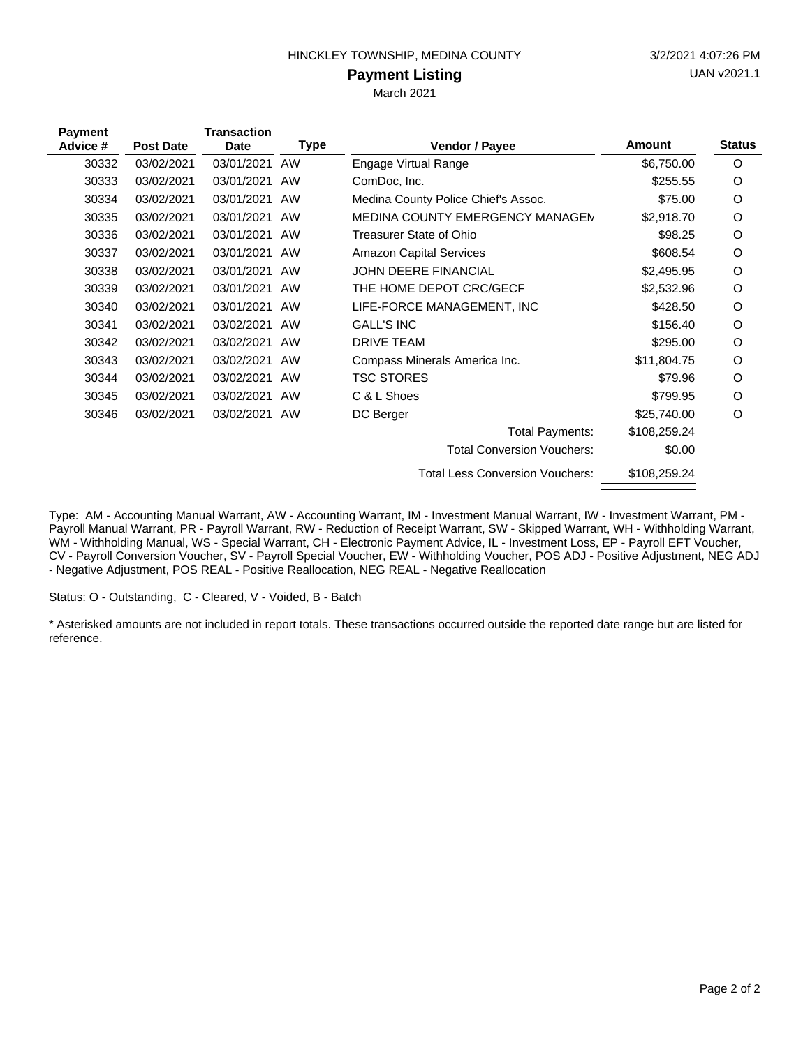HINCKLEY TOWNSHIP, MEDINA COUNTY

3/2/2021 4:07:26 PM

## Payment Listing

UAN v2021.1

March 2021

| Payment Advice # | Post Date | Transaction Date | Type | Vendor / Payee | Amount | Status |
|---|---|---|---|---|---|---|
| 30332 | 03/02/2021 | 03/01/2021 | AW | Engage Virtual Range | $6,750.00 | O |
| 30333 | 03/02/2021 | 03/01/2021 | AW | ComDoc, Inc. | $255.55 | O |
| 30334 | 03/02/2021 | 03/01/2021 | AW | Medina County Police Chief's Assoc. | $75.00 | O |
| 30335 | 03/02/2021 | 03/01/2021 | AW | MEDINA COUNTY EMERGENCY MANAGEM | $2,918.70 | O |
| 30336 | 03/02/2021 | 03/01/2021 | AW | Treasurer State of Ohio | $98.25 | O |
| 30337 | 03/02/2021 | 03/01/2021 | AW | Amazon Capital Services | $608.54 | O |
| 30338 | 03/02/2021 | 03/01/2021 | AW | JOHN DEERE FINANCIAL | $2,495.95 | O |
| 30339 | 03/02/2021 | 03/01/2021 | AW | THE HOME DEPOT CRC/GECF | $2,532.96 | O |
| 30340 | 03/02/2021 | 03/01/2021 | AW | LIFE-FORCE MANAGEMENT, INC | $428.50 | O |
| 30341 | 03/02/2021 | 03/02/2021 | AW | GALL'S INC | $156.40 | O |
| 30342 | 03/02/2021 | 03/02/2021 | AW | DRIVE TEAM | $295.00 | O |
| 30343 | 03/02/2021 | 03/02/2021 | AW | Compass Minerals America Inc. | $11,804.75 | O |
| 30344 | 03/02/2021 | 03/02/2021 | AW | TSC STORES | $79.96 | O |
| 30345 | 03/02/2021 | 03/02/2021 | AW | C & L Shoes | $799.95 | O |
| 30346 | 03/02/2021 | 03/02/2021 | AW | DC Berger | $25,740.00 | O |
| | | | | Total Payments: | $108,259.24 | |
| | | | | Total Conversion Vouchers: | $0.00 | |
| | | | | Total Less Conversion Vouchers: | $108,259.24 | |

Type: AM - Accounting Manual Warrant, AW - Accounting Warrant, IM - Investment Manual Warrant, IW - Investment Warrant, PM - Payroll Manual Warrant, PR - Payroll Warrant, RW - Reduction of Receipt Warrant, SW - Skipped Warrant, WH - Withholding Warrant, WM - Withholding Manual, WS - Special Warrant, CH - Electronic Payment Advice, IL - Investment Loss, EP - Payroll EFT Voucher, CV - Payroll Conversion Voucher, SV - Payroll Special Voucher, EW - Withholding Voucher, POS ADJ - Positive Adjustment, NEG ADJ - Negative Adjustment, POS REAL - Positive Reallocation, NEG REAL - Negative Reallocation

Status: O - Outstanding, C - Cleared, V - Voided, B - Batch

* Asterisked amounts are not included in report totals. These transactions occurred outside the reported date range but are listed for reference.